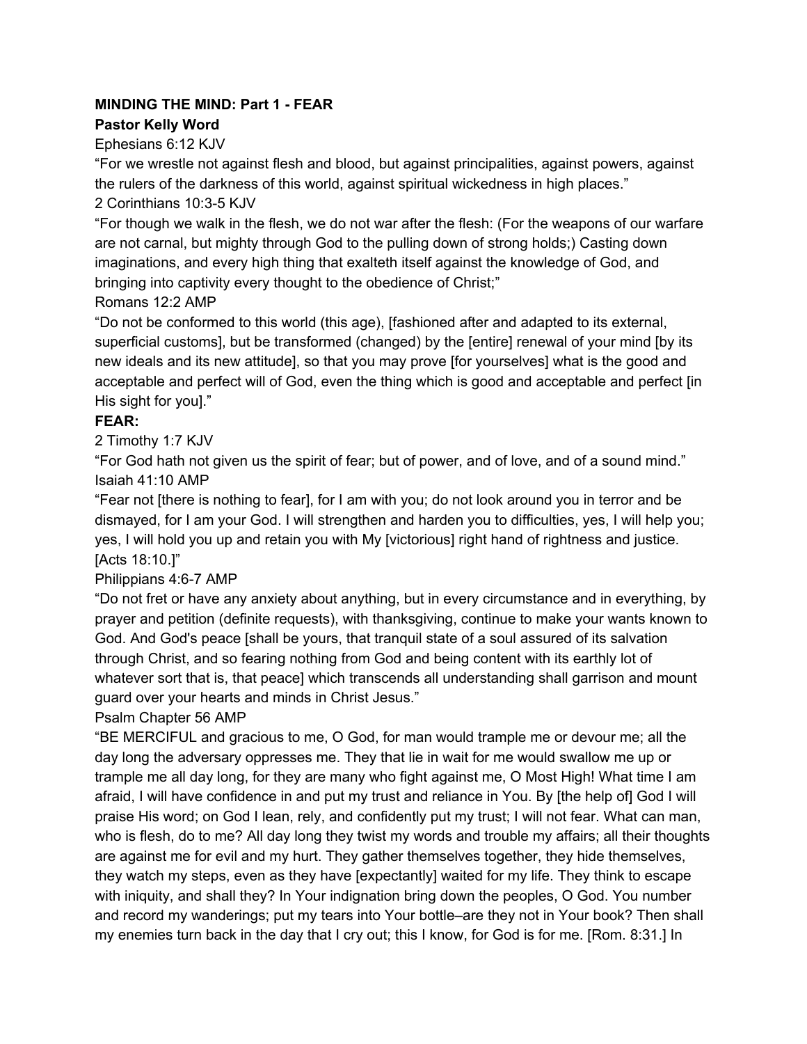**MINDING THE MIND: Part 1 - FEAR**

**Pastor Kelly Word**

Ephesians 6:12 KJV

“For we wrestle not against flesh and blood, but against principalities, against powers, against the rulers of the darkness of this world, against spiritual wickedness in high places.”

2 Corinthians 10:3-5 KJV

“For though we walk in the flesh, we do not war after the flesh: (For the weapons of our warfare are not carnal, but mighty through God to the pulling down of strong holds;) Casting down imaginations, and every high thing that exalteth itself against the knowledge of God, and bringing into captivity every thought to the obedience of Christ;”

Romans 12:2 AMP

“Do not be conformed to this world (this age), [fashioned after and adapted to its external, superficial customs], but be transformed (changed) by the [entire] renewal of your mind [by its new ideals and its new attitude], so that you may prove [for yourselves] what is the good and acceptable and perfect will of God, even the thing which is good and acceptable and perfect [in His sight for you].”

**FEAR:**

2 Timothy 1:7 KJV

“For God hath not given us the spirit of fear; but of power, and of love, and of a sound mind.”

Isaiah 41:10 AMP

“Fear not [there is nothing to fear], for I am with you; do not look around you in terror and be dismayed, for I am your God. I will strengthen and harden you to difficulties, yes, I will help you; yes, I will hold you up and retain you with My [victorious] right hand of rightness and justice. [Acts 18:10.]”

Philippians 4:6-7 AMP

“Do not fret or have any anxiety about anything, but in every circumstance and in everything, by prayer and petition (definite requests), with thanksgiving, continue to make your wants known to God. And God's peace [shall be yours, that tranquil state of a soul assured of its salvation through Christ, and so fearing nothing from God and being content with its earthly lot of whatever sort that is, that peace] which transcends all understanding shall garrison and mount guard over your hearts and minds in Christ Jesus.”

Psalm Chapter 56 AMP

“BE MERCIFUL and gracious to me, O God, for man would trample me or devour me; all the day long the adversary oppresses me. They that lie in wait for me would swallow me up or trample me all day long, for they are many who fight against me, O Most High! What time I am afraid, I will have confidence in and put my trust and reliance in You. By [the help of] God I will praise His word; on God I lean, rely, and confidently put my trust; I will not fear. What can man, who is flesh, do to me? All day long they twist my words and trouble my affairs; all their thoughts are against me for evil and my hurt. They gather themselves together, they hide themselves, they watch my steps, even as they have [expectantly] waited for my life. They think to escape with iniquity, and shall they? In Your indignation bring down the peoples, O God. You number and record my wanderings; put my tears into Your bottle–are they not in Your book? Then shall my enemies turn back in the day that I cry out; this I know, for God is for me. [Rom. 8:31.] In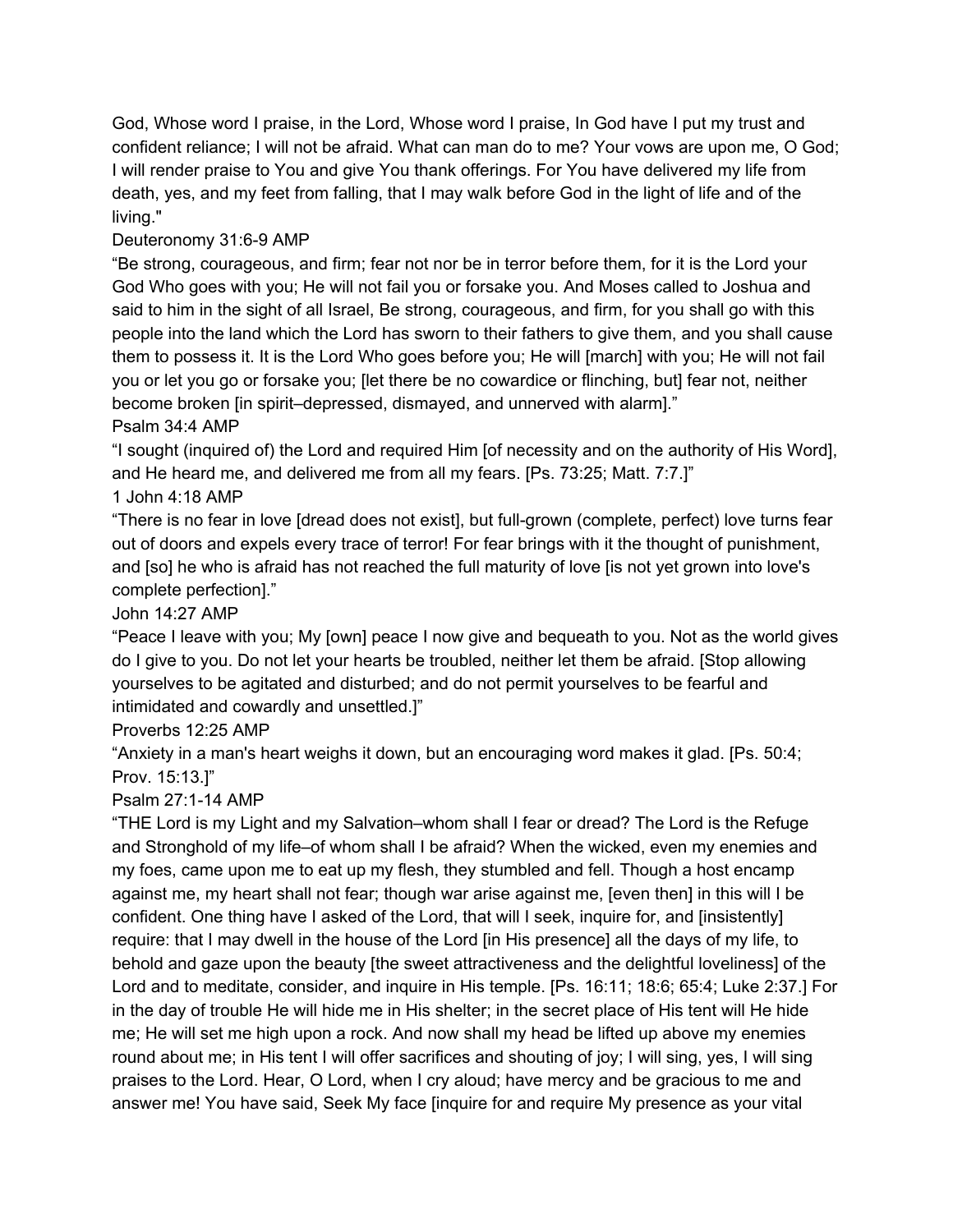God, Whose word I praise, in the Lord, Whose word I praise, In God have I put my trust and confident reliance; I will not be afraid. What can man do to me? Your vows are upon me, O God; I will render praise to You and give You thank offerings. For You have delivered my life from death, yes, and my feet from falling, that I may walk before God in the light of life and of the living."

Deuteronomy 31:6-9 AMP

"Be strong, courageous, and firm; fear not nor be in terror before them, for it is the Lord your God Who goes with you; He will not fail you or forsake you. And Moses called to Joshua and said to him in the sight of all Israel, Be strong, courageous, and firm, for you shall go with this people into the land which the Lord has sworn to their fathers to give them, and you shall cause them to possess it. It is the Lord Who goes before you; He will [march] with you; He will not fail you or let you go or forsake you; [let there be no cowardice or flinching, but] fear not, neither become broken [in spirit–depressed, dismayed, and unnerved with alarm]."

Psalm 34:4 AMP

"I sought (inquired of) the Lord and required Him [of necessity and on the authority of His Word], and He heard me, and delivered me from all my fears. [Ps. 73:25; Matt. 7:7.]"

1 John 4:18 AMP

"There is no fear in love [dread does not exist], but full-grown (complete, perfect) love turns fear out of doors and expels every trace of terror! For fear brings with it the thought of punishment, and [so] he who is afraid has not reached the full maturity of love [is not yet grown into love's complete perfection]."

John 14:27 AMP

"Peace I leave with you; My [own] peace I now give and bequeath to you. Not as the world gives do I give to you. Do not let your hearts be troubled, neither let them be afraid. [Stop allowing yourselves to be agitated and disturbed; and do not permit yourselves to be fearful and intimidated and cowardly and unsettled.]"

Proverbs 12:25 AMP

"Anxiety in a man's heart weighs it down, but an encouraging word makes it glad. [Ps. 50:4; Prov. 15:13.]"

Psalm 27:1-14 AMP

"THE Lord is my Light and my Salvation–whom shall I fear or dread? The Lord is the Refuge and Stronghold of my life–of whom shall I be afraid? When the wicked, even my enemies and my foes, came upon me to eat up my flesh, they stumbled and fell. Though a host encamp against me, my heart shall not fear; though war arise against me, [even then] in this will I be confident. One thing have I asked of the Lord, that will I seek, inquire for, and [insistently] require: that I may dwell in the house of the Lord [in His presence] all the days of my life, to behold and gaze upon the beauty [the sweet attractiveness and the delightful loveliness] of the Lord and to meditate, consider, and inquire in His temple. [Ps. 16:11; 18:6; 65:4; Luke 2:37.] For in the day of trouble He will hide me in His shelter; in the secret place of His tent will He hide me; He will set me high upon a rock. And now shall my head be lifted up above my enemies round about me; in His tent I will offer sacrifices and shouting of joy; I will sing, yes, I will sing praises to the Lord. Hear, O Lord, when I cry aloud; have mercy and be gracious to me and answer me! You have said, Seek My face [inquire for and require My presence as your vital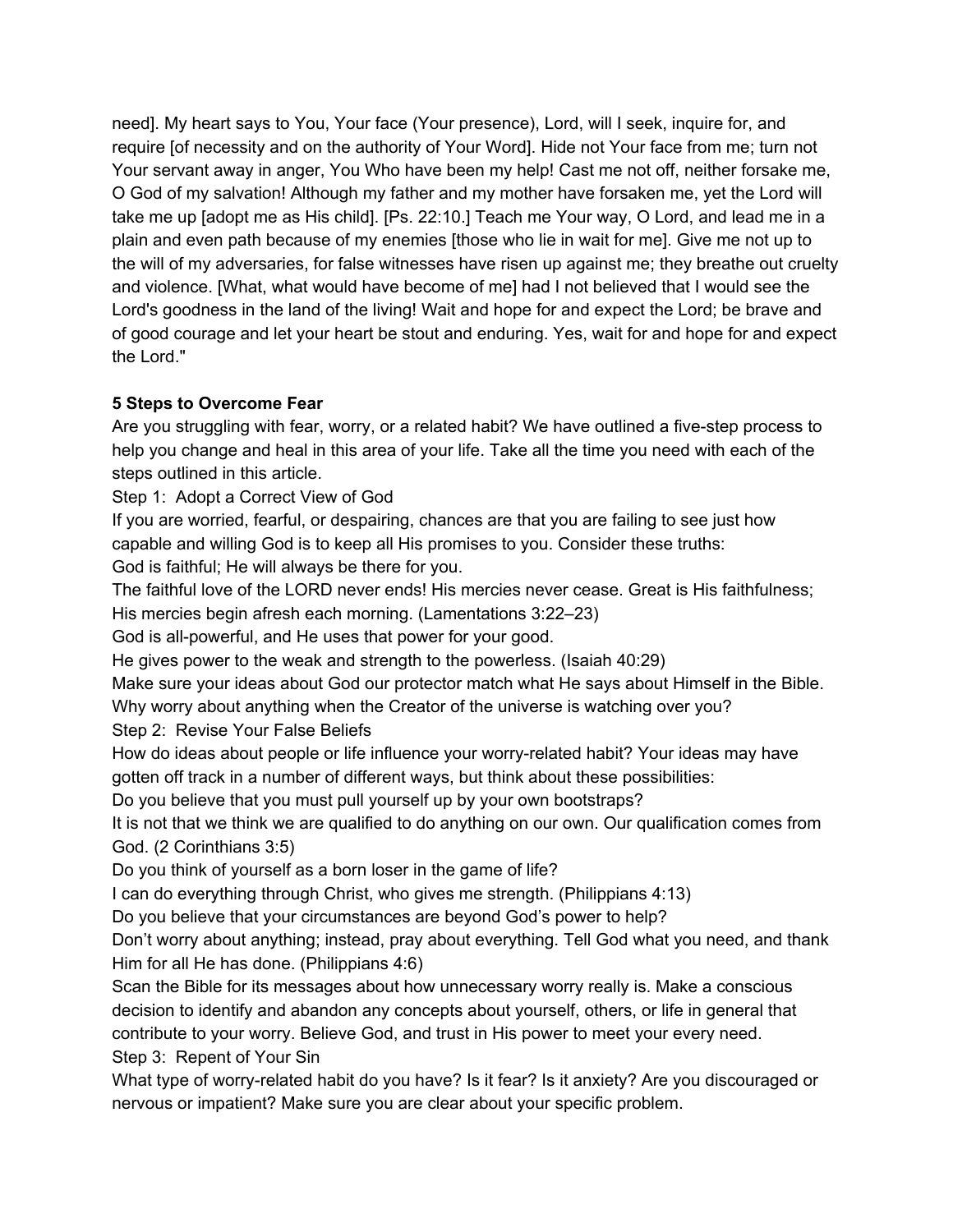need]. My heart says to You, Your face (Your presence), Lord, will I seek, inquire for, and require [of necessity and on the authority of Your Word]. Hide not Your face from me; turn not Your servant away in anger, You Who have been my help! Cast me not off, neither forsake me, O God of my salvation! Although my father and my mother have forsaken me, yet the Lord will take me up [adopt me as His child]. [Ps. 22:10.] Teach me Your way, O Lord, and lead me in a plain and even path because of my enemies [those who lie in wait for me]. Give me not up to the will of my adversaries, for false witnesses have risen up against me; they breathe out cruelty and violence. [What, what would have become of me] had I not believed that I would see the Lord's goodness in the land of the living! Wait and hope for and expect the Lord; be brave and of good courage and let your heart be stout and enduring. Yes, wait for and hope for and expect the Lord."

**5 Steps to Overcome Fear**

Are you struggling with fear, worry, or a related habit? We have outlined a five-step process to help you change and heal in this area of your life. Take all the time you need with each of the steps outlined in this article.

Step 1: Adopt a Correct View of God

If you are worried, fearful, or despairing, chances are that you are failing to see just how capable and willing God is to keep all His promises to you. Consider these truths:

God is faithful; He will always be there for you.

The faithful love of the LORD never ends! His mercies never cease. Great is His faithfulness; His mercies begin afresh each morning. (Lamentations 3:22–23)

God is all-powerful, and He uses that power for your good.

He gives power to the weak and strength to the powerless. (Isaiah 40:29)

Make sure your ideas about God our protector match what He says about Himself in the Bible. Why worry about anything when the Creator of the universe is watching over you?

Step 2: Revise Your False Beliefs

How do ideas about people or life influence your worry-related habit? Your ideas may have gotten off track in a number of different ways, but think about these possibilities:

Do you believe that you must pull yourself up by your own bootstraps?

It is not that we think we are qualified to do anything on our own. Our qualification comes from God. (2 Corinthians 3:5)

Do you think of yourself as a born loser in the game of life?

I can do everything through Christ, who gives me strength. (Philippians 4:13)

Do you believe that your circumstances are beyond God's power to help?

Don't worry about anything; instead, pray about everything. Tell God what you need, and thank Him for all He has done. (Philippians 4:6)

Scan the Bible for its messages about how unnecessary worry really is. Make a conscious decision to identify and abandon any concepts about yourself, others, or life in general that contribute to your worry. Believe God, and trust in His power to meet your every need.

Step 3: Repent of Your Sin

What type of worry-related habit do you have? Is it fear? Is it anxiety? Are you discouraged or nervous or impatient? Make sure you are clear about your specific problem.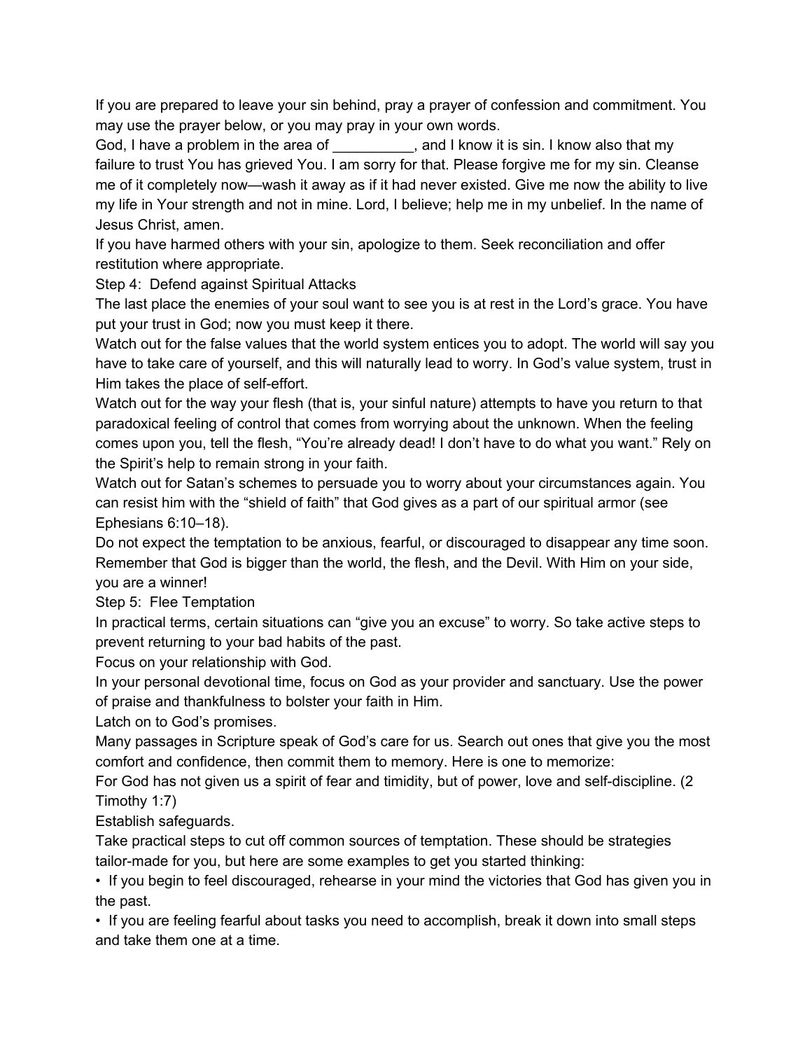If you are prepared to leave your sin behind, pray a prayer of confession and commitment. You may use the prayer below, or you may pray in your own words.

God, I have a problem in the area of __________, and I know it is sin. I know also that my failure to trust You has grieved You. I am sorry for that. Please forgive me for my sin. Cleanse me of it completely now—wash it away as if it had never existed. Give me now the ability to live my life in Your strength and not in mine. Lord, I believe; help me in my unbelief. In the name of Jesus Christ, amen.

If you have harmed others with your sin, apologize to them. Seek reconciliation and offer restitution where appropriate.

## Step 4: Defend against Spiritual Attacks

The last place the enemies of your soul want to see you is at rest in the Lord's grace. You have put your trust in God; now you must keep it there.

Watch out for the false values that the world system entices you to adopt. The world will say you have to take care of yourself, and this will naturally lead to worry. In God's value system, trust in Him takes the place of self-effort.

Watch out for the way your flesh (that is, your sinful nature) attempts to have you return to that paradoxical feeling of control that comes from worrying about the unknown. When the feeling comes upon you, tell the flesh, "You're already dead! I don't have to do what you want." Rely on the Spirit's help to remain strong in your faith.

Watch out for Satan's schemes to persuade you to worry about your circumstances again. You can resist him with the "shield of faith" that God gives as a part of our spiritual armor (see Ephesians 6:10–18).

Do not expect the temptation to be anxious, fearful, or discouraged to disappear any time soon. Remember that God is bigger than the world, the flesh, and the Devil. With Him on your side, you are a winner!

## Step 5: Flee Temptation

In practical terms, certain situations can "give you an excuse" to worry. So take active steps to prevent returning to your bad habits of the past.

### Focus on your relationship with God.

In your personal devotional time, focus on God as your provider and sanctuary. Use the power of praise and thankfulness to bolster your faith in Him.

### Latch on to God's promises.

Many passages in Scripture speak of God's care for us. Search out ones that give you the most comfort and confidence, then commit them to memory. Here is one to memorize:

For God has not given us a spirit of fear and timidity, but of power, love and self-discipline. (2 Timothy 1:7)

### Establish safeguards.

Take practical steps to cut off common sources of temptation. These should be strategies tailor-made for you, but here are some examples to get you started thinking:

- If you begin to feel discouraged, rehearse in your mind the victories that God has given you in the past.
- If you are feeling fearful about tasks you need to accomplish, break it down into small steps and take them one at a time.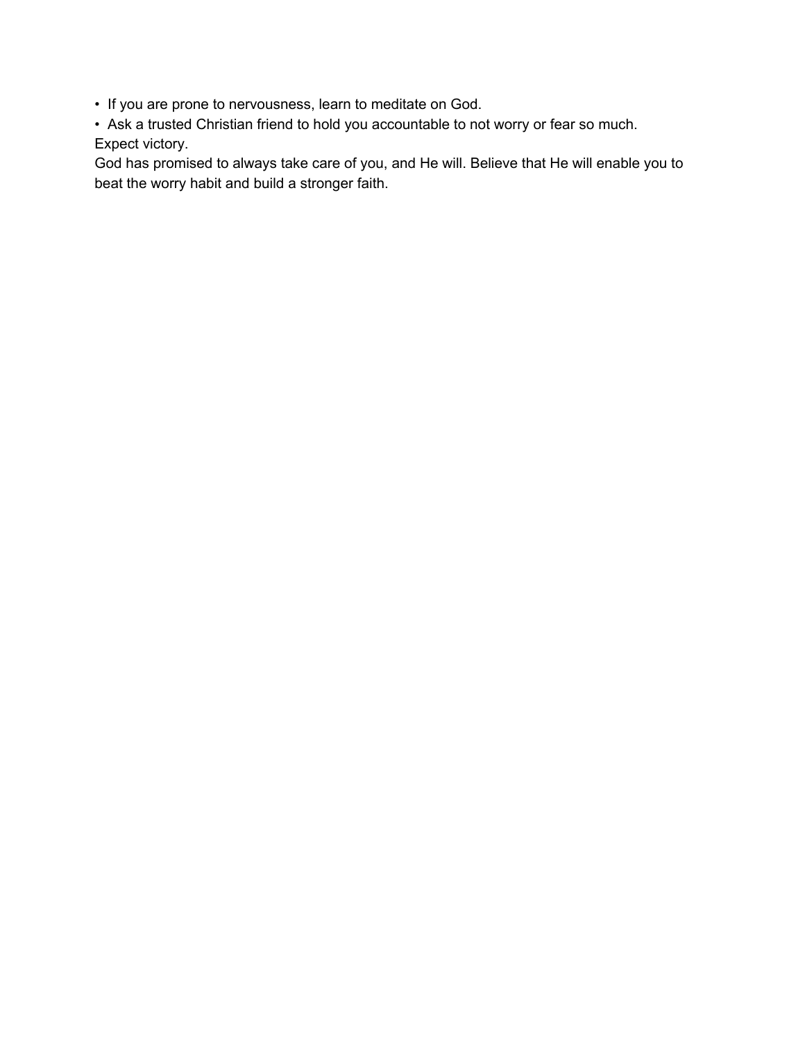- If you are prone to nervousness, learn to meditate on God.
- Ask a trusted Christian friend to hold you accountable to not worry or fear so much.

Expect victory.

God has promised to always take care of you, and He will. Believe that He will enable you to beat the worry habit and build a stronger faith.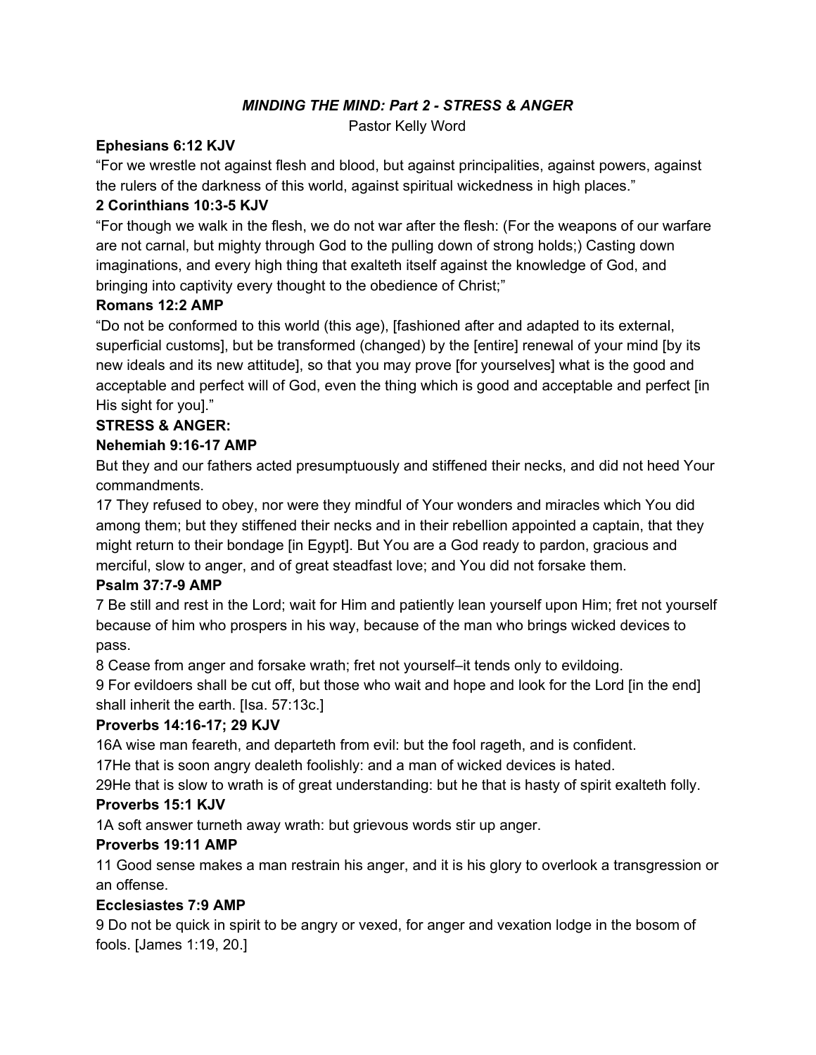***MINDING THE MIND: Part 2 - STRESS & ANGER***

Pastor Kelly Word

**Ephesians 6:12 KJV**

“For we wrestle not against flesh and blood, but against principalities, against powers, against the rulers of the darkness of this world, against spiritual wickedness in high places.”

**2 Corinthians 10:3-5 KJV**

“For though we walk in the flesh, we do not war after the flesh: (For the weapons of our warfare are not carnal, but mighty through God to the pulling down of strong holds;) Casting down imaginations, and every high thing that exalteth itself against the knowledge of God, and bringing into captivity every thought to the obedience of Christ;”

**Romans 12:2 AMP**

“Do not be conformed to this world (this age), [fashioned after and adapted to its external, superficial customs], but be transformed (changed) by the [entire] renewal of your mind [by its new ideals and its new attitude], so that you may prove [for yourselves] what is the good and acceptable and perfect will of God, even the thing which is good and acceptable and perfect [in His sight for you].”

**STRESS & ANGER:**

**Nehemiah 9:16-17 AMP**

But they and our fathers acted presumptuously and stiffened their necks, and did not heed Your commandments.

17 They refused to obey, nor were they mindful of Your wonders and miracles which You did among them; but they stiffened their necks and in their rebellion appointed a captain, that they might return to their bondage [in Egypt]. But You are a God ready to pardon, gracious and merciful, slow to anger, and of great steadfast love; and You did not forsake them.

**Psalm 37:7-9 AMP**

7 Be still and rest in the Lord; wait for Him and patiently lean yourself upon Him; fret not yourself because of him who prospers in his way, because of the man who brings wicked devices to pass.

8 Cease from anger and forsake wrath; fret not yourself–it tends only to evildoing.

9 For evildoers shall be cut off, but those who wait and hope and look for the Lord [in the end] shall inherit the earth. [Isa. 57:13c.]

**Proverbs 14:16-17; 29 KJV**

16A wise man feareth, and departeth from evil: but the fool rageth, and is confident.

17He that is soon angry dealeth foolishly: and a man of wicked devices is hated.

29He that is slow to wrath is of great understanding: but he that is hasty of spirit exalteth folly.

**Proverbs 15:1 KJV**

1A soft answer turneth away wrath: but grievous words stir up anger.

**Proverbs 19:11 AMP**

11 Good sense makes a man restrain his anger, and it is his glory to overlook a transgression or an offense.

**Ecclesiastes 7:9 AMP**

9 Do not be quick in spirit to be angry or vexed, for anger and vexation lodge in the bosom of fools. [James 1:19, 20.]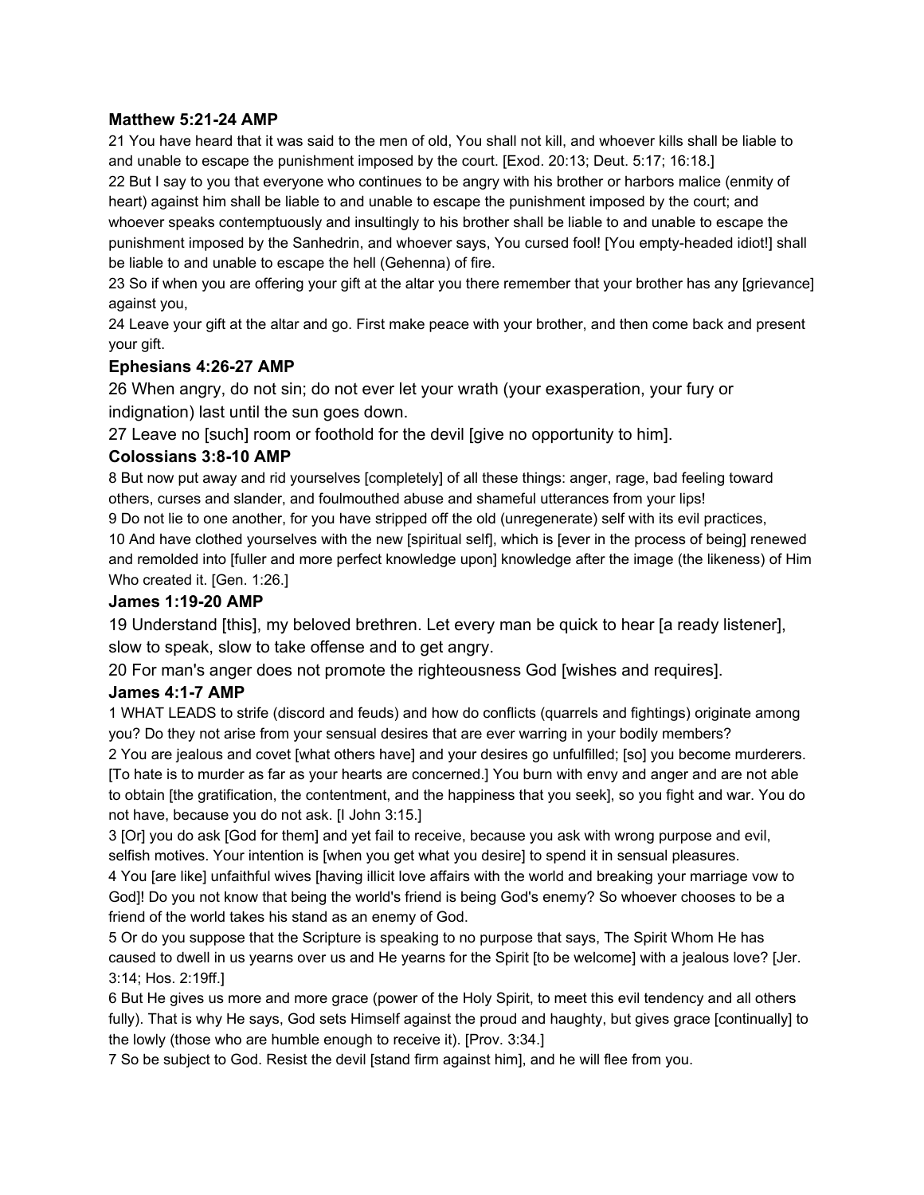**Matthew 5:21-24 AMP**

21 You have heard that it was said to the men of old, You shall not kill, and whoever kills shall be liable to and unable to escape the punishment imposed by the court. [Exod. 20:13; Deut. 5:17; 16:18.]

22 But I say to you that everyone who continues to be angry with his brother or harbors malice (enmity of heart) against him shall be liable to and unable to escape the punishment imposed by the court; and whoever speaks contemptuously and insultingly to his brother shall be liable to and unable to escape the punishment imposed by the Sanhedrin, and whoever says, You cursed fool! [You empty-headed idiot!] shall be liable to and unable to escape the hell (Gehenna) of fire.

23 So if when you are offering your gift at the altar you there remember that your brother has any [grievance] against you,

24 Leave your gift at the altar and go. First make peace with your brother, and then come back and present your gift.

**Ephesians 4:26-27 AMP**

26 When angry, do not sin; do not ever let your wrath (your exasperation, your fury or indignation) last until the sun goes down.

27 Leave no [such] room or foothold for the devil [give no opportunity to him].

**Colossians 3:8-10 AMP**

8 But now put away and rid yourselves [completely] of all these things: anger, rage, bad feeling toward others, curses and slander, and foulmouthed abuse and shameful utterances from your lips!

9 Do not lie to one another, for you have stripped off the old (unregenerate) self with its evil practices,

10 And have clothed yourselves with the new [spiritual self], which is [ever in the process of being] renewed and remolded into [fuller and more perfect knowledge upon] knowledge after the image (the likeness) of Him Who created it. [Gen. 1:26.]

**James 1:19-20 AMP**

19 Understand [this], my beloved brethren. Let every man be quick to hear [a ready listener], slow to speak, slow to take offense and to get angry.

20 For man's anger does not promote the righteousness God [wishes and requires].

**James 4:1-7 AMP**

1 WHAT LEADS to strife (discord and feuds) and how do conflicts (quarrels and fightings) originate among you? Do they not arise from your sensual desires that are ever warring in your bodily members?

2 You are jealous and covet [what others have] and your desires go unfulfilled; [so] you become murderers. [To hate is to murder as far as your hearts are concerned.] You burn with envy and anger and are not able to obtain [the gratification, the contentment, and the happiness that you seek], so you fight and war. You do not have, because you do not ask. [I John 3:15.]

3 [Or] you do ask [God for them] and yet fail to receive, because you ask with wrong purpose and evil, selfish motives. Your intention is [when you get what you desire] to spend it in sensual pleasures.

4 You [are like] unfaithful wives [having illicit love affairs with the world and breaking your marriage vow to God]! Do you not know that being the world's friend is being God's enemy? So whoever chooses to be a friend of the world takes his stand as an enemy of God.

5 Or do you suppose that the Scripture is speaking to no purpose that says, The Spirit Whom He has caused to dwell in us yearns over us and He yearns for the Spirit [to be welcome] with a jealous love? [Jer. 3:14; Hos. 2:19ff.]

6 But He gives us more and more grace (power of the Holy Spirit, to meet this evil tendency and all others fully). That is why He says, God sets Himself against the proud and haughty, but gives grace [continually] to the lowly (those who are humble enough to receive it). [Prov. 3:34.]

7 So be subject to God. Resist the devil [stand firm against him], and he will flee from you.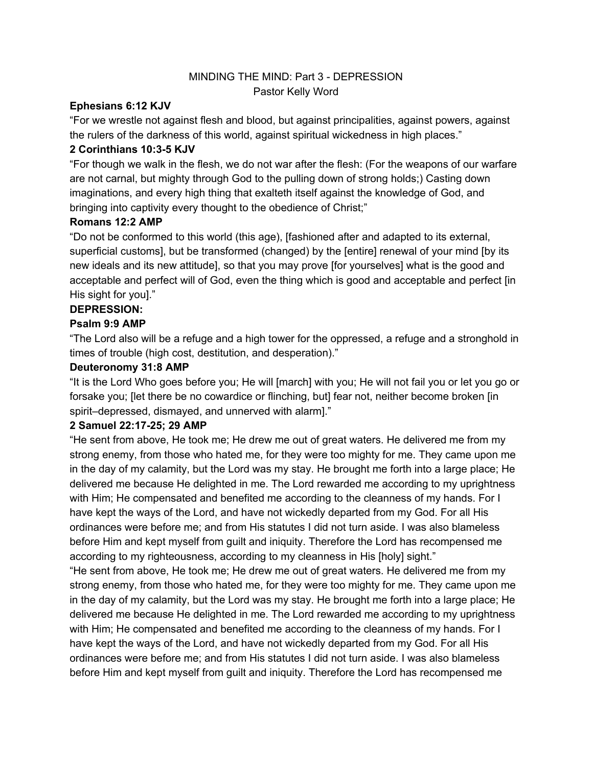MINDING THE MIND: Part 3 - DEPRESSION

Pastor Kelly Word

**Ephesians 6:12 KJV**

"For we wrestle not against flesh and blood, but against principalities, against powers, against the rulers of the darkness of this world, against spiritual wickedness in high places."

**2 Corinthians 10:3-5 KJV**

"For though we walk in the flesh, we do not war after the flesh: (For the weapons of our warfare are not carnal, but mighty through God to the pulling down of strong holds;) Casting down imaginations, and every high thing that exalteth itself against the knowledge of God, and bringing into captivity every thought to the obedience of Christ;"

**Romans 12:2 AMP**

"Do not be conformed to this world (this age), [fashioned after and adapted to its external, superficial customs], but be transformed (changed) by the [entire] renewal of your mind [by its new ideals and its new attitude], so that you may prove [for yourselves] what is the good and acceptable and perfect will of God, even the thing which is good and acceptable and perfect [in His sight for you]."

**DEPRESSION:**

**Psalm 9:9 AMP**

"The Lord also will be a refuge and a high tower for the oppressed, a refuge and a stronghold in times of trouble (high cost, destitution, and desperation)."

**Deuteronomy 31:8 AMP**

"It is the Lord Who goes before you; He will [march] with you; He will not fail you or let you go or forsake you; [let there be no cowardice or flinching, but] fear not, neither become broken [in spirit–depressed, dismayed, and unnerved with alarm]."

**2 Samuel 22:17-25; 29 AMP**

"He sent from above, He took me; He drew me out of great waters. He delivered me from my strong enemy, from those who hated me, for they were too mighty for me. They came upon me in the day of my calamity, but the Lord was my stay. He brought me forth into a large place; He delivered me because He delighted in me. The Lord rewarded me according to my uprightness with Him; He compensated and benefited me according to the cleanness of my hands. For I have kept the ways of the Lord, and have not wickedly departed from my God. For all His ordinances were before me; and from His statutes I did not turn aside. I was also blameless before Him and kept myself from guilt and iniquity. Therefore the Lord has recompensed me according to my righteousness, according to my cleanness in His [holy] sight."

"He sent from above, He took me; He drew me out of great waters. He delivered me from my strong enemy, from those who hated me, for they were too mighty for me. They came upon me in the day of my calamity, but the Lord was my stay. He brought me forth into a large place; He delivered me because He delighted in me. The Lord rewarded me according to my uprightness with Him; He compensated and benefited me according to the cleanness of my hands. For I have kept the ways of the Lord, and have not wickedly departed from my God. For all His ordinances were before me; and from His statutes I did not turn aside. I was also blameless before Him and kept myself from guilt and iniquity. Therefore the Lord has recompensed me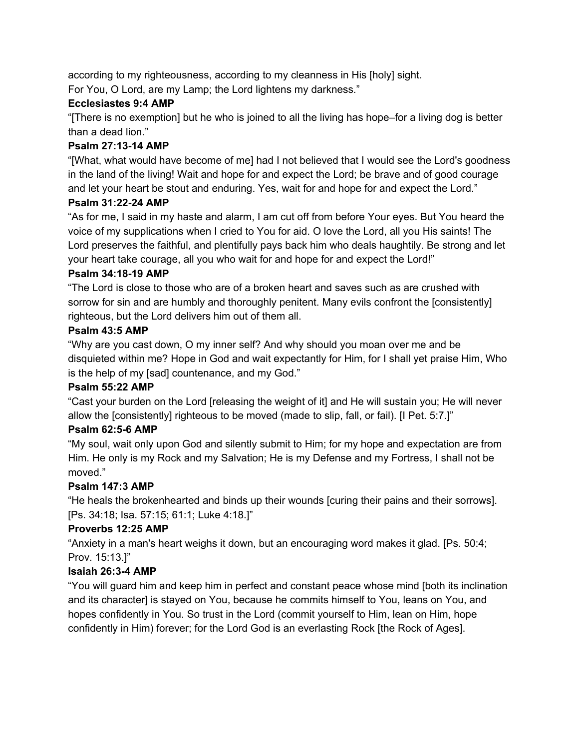according to my righteousness, according to my cleanness in His [holy] sight.
For You, O Lord, are my Lamp; the Lord lightens my darkness."

**Ecclesiastes 9:4 AMP**

"[There is no exemption] but he who is joined to all the living has hope–for a living dog is better than a dead lion."

**Psalm 27:13-14 AMP**

"[What, what would have become of me] had I not believed that I would see the Lord's goodness in the land of the living! Wait and hope for and expect the Lord; be brave and of good courage and let your heart be stout and enduring. Yes, wait for and hope for and expect the Lord."

**Psalm 31:22-24 AMP**

"As for me, I said in my haste and alarm, I am cut off from before Your eyes. But You heard the voice of my supplications when I cried to You for aid. O love the Lord, all you His saints! The Lord preserves the faithful, and plentifully pays back him who deals haughtily. Be strong and let your heart take courage, all you who wait for and hope for and expect the Lord!"

**Psalm 34:18-19 AMP**

"The Lord is close to those who are of a broken heart and saves such as are crushed with sorrow for sin and are humbly and thoroughly penitent. Many evils confront the [consistently] righteous, but the Lord delivers him out of them all.

**Psalm 43:5 AMP**

"Why are you cast down, O my inner self? And why should you moan over me and be disquieted within me? Hope in God and wait expectantly for Him, for I shall yet praise Him, Who is the help of my [sad] countenance, and my God."

**Psalm 55:22 AMP**

"Cast your burden on the Lord [releasing the weight of it] and He will sustain you; He will never allow the [consistently] righteous to be moved (made to slip, fall, or fail). [I Pet. 5:7.]"

**Psalm 62:5-6 AMP**

"My soul, wait only upon God and silently submit to Him; for my hope and expectation are from Him. He only is my Rock and my Salvation; He is my Defense and my Fortress, I shall not be moved."

**Psalm 147:3 AMP**

"He heals the brokenhearted and binds up their wounds [curing their pains and their sorrows]. [Ps. 34:18; Isa. 57:15; 61:1; Luke 4:18.]"

**Proverbs 12:25 AMP**

"Anxiety in a man's heart weighs it down, but an encouraging word makes it glad. [Ps. 50:4; Prov. 15:13.]"

**Isaiah 26:3-4 AMP**

"You will guard him and keep him in perfect and constant peace whose mind [both its inclination and its character] is stayed on You, because he commits himself to You, leans on You, and hopes confidently in You. So trust in the Lord (commit yourself to Him, lean on Him, hope confidently in Him) forever; for the Lord God is an everlasting Rock [the Rock of Ages].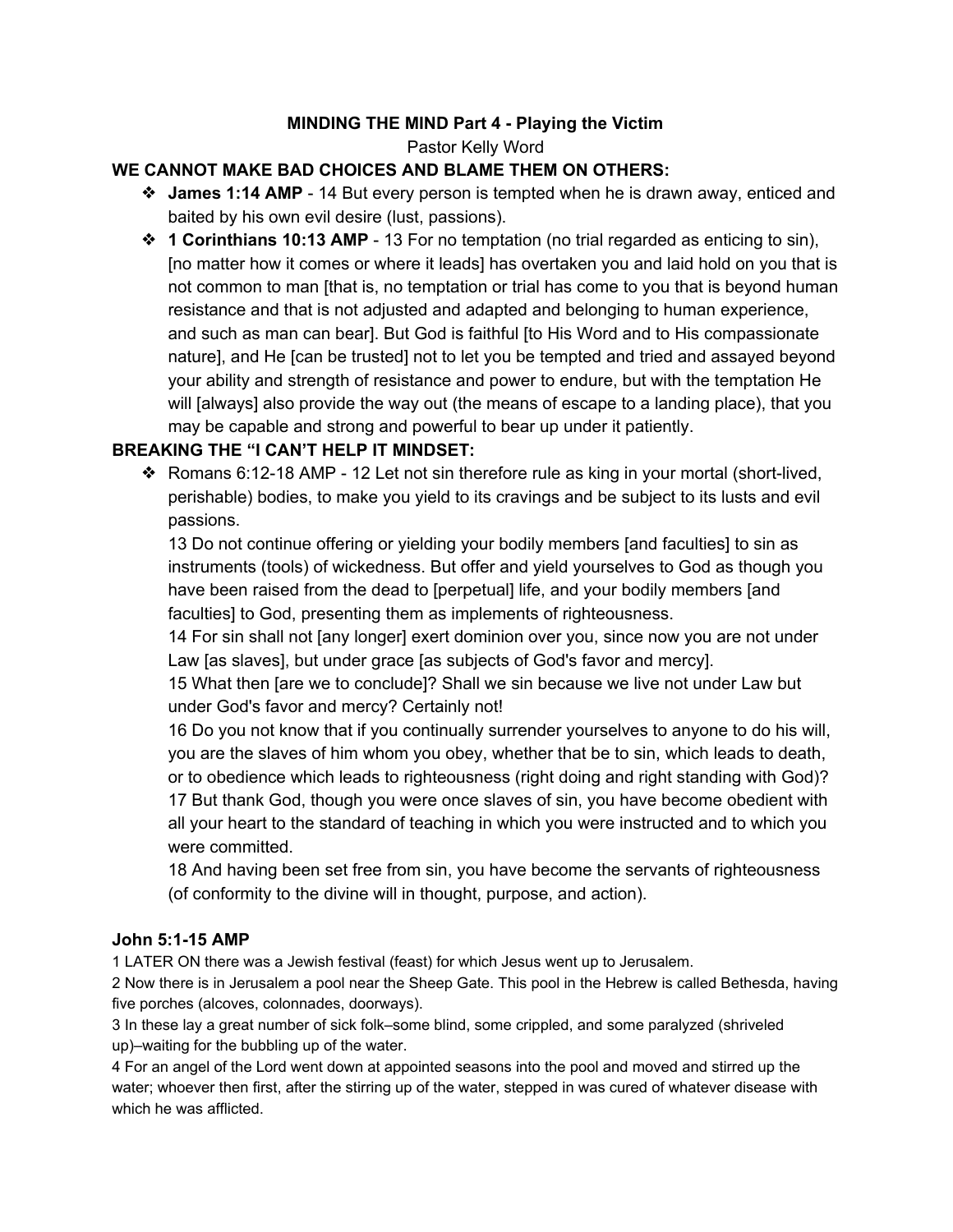**MINDING THE MIND Part 4 - Playing the Victim**

Pastor Kelly Word

**WE CANNOT MAKE BAD CHOICES AND BLAME THEM ON OTHERS:**

- **James 1:14 AMP** - 14 But every person is tempted when he is drawn away, enticed and baited by his own evil desire (lust, passions).
- **1 Corinthians 10:13 AMP** - 13 For no temptation (no trial regarded as enticing to sin), [no matter how it comes or where it leads] has overtaken you and laid hold on you that is not common to man [that is, no temptation or trial has come to you that is beyond human resistance and that is not adjusted and adapted and belonging to human experience, and such as man can bear]. But God is faithful [to His Word and to His compassionate nature], and He [can be trusted] not to let you be tempted and tried and assayed beyond your ability and strength of resistance and power to endure, but with the temptation He will [always] also provide the way out (the means of escape to a landing place), that you may be capable and strong and powerful to bear up under it patiently.

**BREAKING THE "I CAN'T HELP IT MINDSET:**

- Romans 6:12-18 AMP - 12 Let not sin therefore rule as king in your mortal (short-lived, perishable) bodies, to make you yield to its cravings and be subject to its lusts and evil passions.

  13 Do not continue offering or yielding your bodily members [and faculties] to sin as instruments (tools) of wickedness. But offer and yield yourselves to God as though you have been raised from the dead to [perpetual] life, and your bodily members [and faculties] to God, presenting them as implements of righteousness.

  14 For sin shall not [any longer] exert dominion over you, since now you are not under Law [as slaves], but under grace [as subjects of God's favor and mercy].

  15 What then [are we to conclude]? Shall we sin because we live not under Law but under God's favor and mercy? Certainly not!

  16 Do you not know that if you continually surrender yourselves to anyone to do his will, you are the slaves of him whom you obey, whether that be to sin, which leads to death, or to obedience which leads to righteousness (right doing and right standing with God)?

  17 But thank God, though you were once slaves of sin, you have become obedient with all your heart to the standard of teaching in which you were instructed and to which you were committed.

  18 And having been set free from sin, you have become the servants of righteousness (of conformity to the divine will in thought, purpose, and action).

**John 5:1-15 AMP**

1 LATER ON there was a Jewish festival (feast) for which Jesus went up to Jerusalem.

2 Now there is in Jerusalem a pool near the Sheep Gate. This pool in the Hebrew is called Bethesda, having five porches (alcoves, colonnades, doorways).

3 In these lay a great number of sick folk–some blind, some crippled, and some paralyzed (shriveled up)–waiting for the bubbling up of the water.

4 For an angel of the Lord went down at appointed seasons into the pool and moved and stirred up the water; whoever then first, after the stirring up of the water, stepped in was cured of whatever disease with which he was afflicted.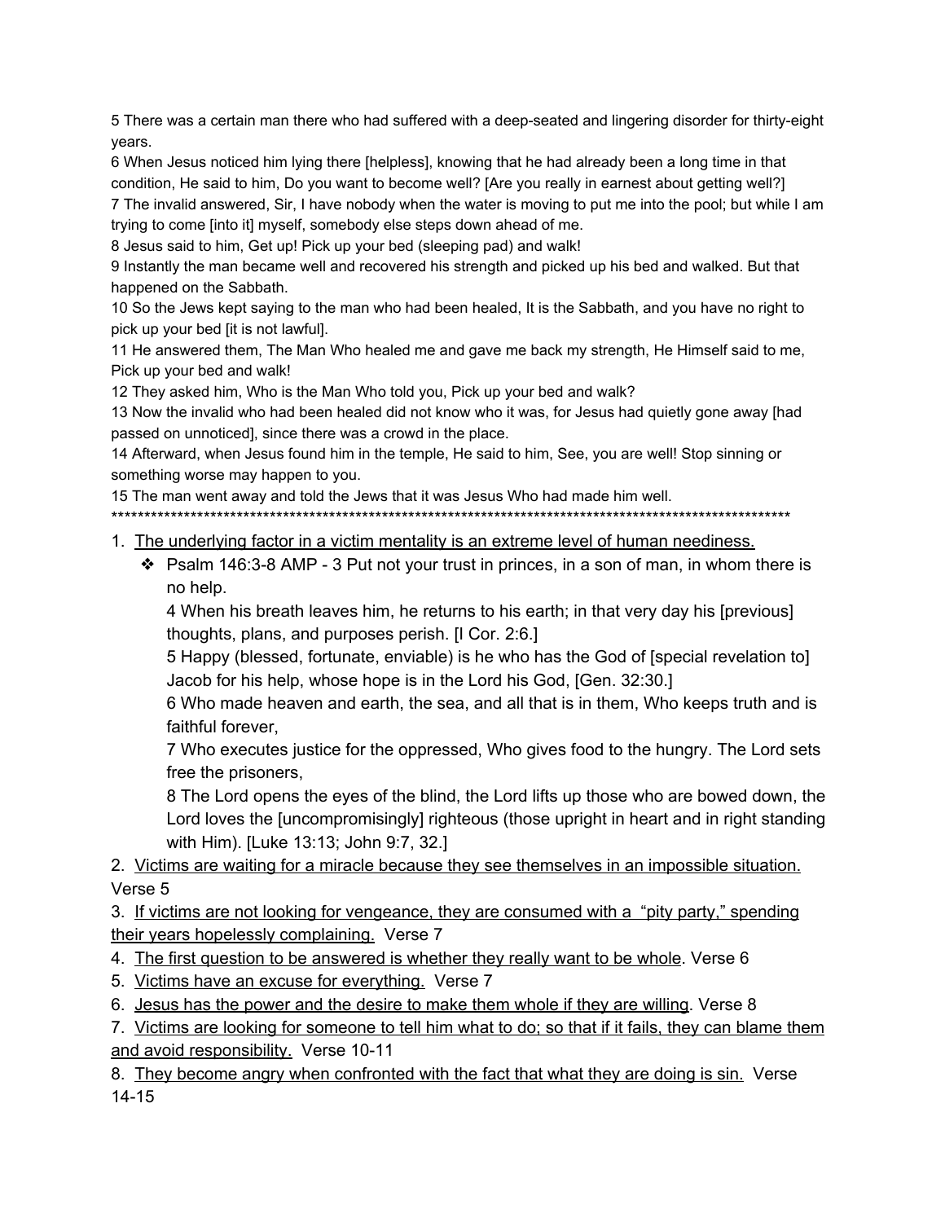5 There was a certain man there who had suffered with a deep-seated and lingering disorder for thirty-eight years.
6 When Jesus noticed him lying there [helpless], knowing that he had already been a long time in that condition, He said to him, Do you want to become well? [Are you really in earnest about getting well?]
7 The invalid answered, Sir, I have nobody when the water is moving to put me into the pool; but while I am trying to come [into it] myself, somebody else steps down ahead of me.
8 Jesus said to him, Get up! Pick up your bed (sleeping pad) and walk!
9 Instantly the man became well and recovered his strength and picked up his bed and walked. But that happened on the Sabbath.
10 So the Jews kept saying to the man who had been healed, It is the Sabbath, and you have no right to pick up your bed [it is not lawful].
11 He answered them, The Man Who healed me and gave me back my strength, He Himself said to me, Pick up your bed and walk!
12 They asked him, Who is the Man Who told you, Pick up your bed and walk?
13 Now the invalid who had been healed did not know who it was, for Jesus had quietly gone away [had passed on unnoticed], since there was a crowd in the place.
14 Afterward, when Jesus found him in the temple, He said to him, See, you are well! Stop sinning or something worse may happen to you.
15 The man went away and told the Jews that it was Jesus Who had made him well.

*****************************************************************************************************

1. <u>The underlying factor in a victim mentality is an extreme level of human neediness.</u>
   - Psalm 146:3-8 AMP - 3 Put not your trust in princes, in a son of man, in whom there is no help.
     4 When his breath leaves him, he returns to his earth; in that very day his [previous] thoughts, plans, and purposes perish. [I Cor. 2:6.]
     5 Happy (blessed, fortunate, enviable) is he who has the God of [special revelation to] Jacob for his help, whose hope is in the Lord his God, [Gen. 32:30.]
     6 Who made heaven and earth, the sea, and all that is in them, Who keeps truth and is faithful forever,
     7 Who executes justice for the oppressed, Who gives food to the hungry. The Lord sets free the prisoners,
     8 The Lord opens the eyes of the blind, the Lord lifts up those who are bowed down, the Lord loves the [uncompromisingly] righteous (those upright in heart and in right standing with Him). [Luke 13:13; John 9:7, 32.]
2. <u>Victims are waiting for a miracle because they see themselves in an impossible situation.</u> Verse 5
3. <u>If victims are not looking for vengeance, they are consumed with a "pity party," spending their years hopelessly complaining.</u> Verse 7
4. <u>The first question to be answered is whether they really want to be whole</u>. Verse 6
5. <u>Victims have an excuse for everything.</u> Verse 7
6. <u>Jesus has the power and the desire to make them whole if they are willing</u>. Verse 8
7. <u>Victims are looking for someone to tell him what to do; so that if it fails, they can blame them and avoid responsibility.</u> Verse 10-11
8. <u>They become angry when confronted with the fact that what they are doing is sin.</u> Verse 14-15